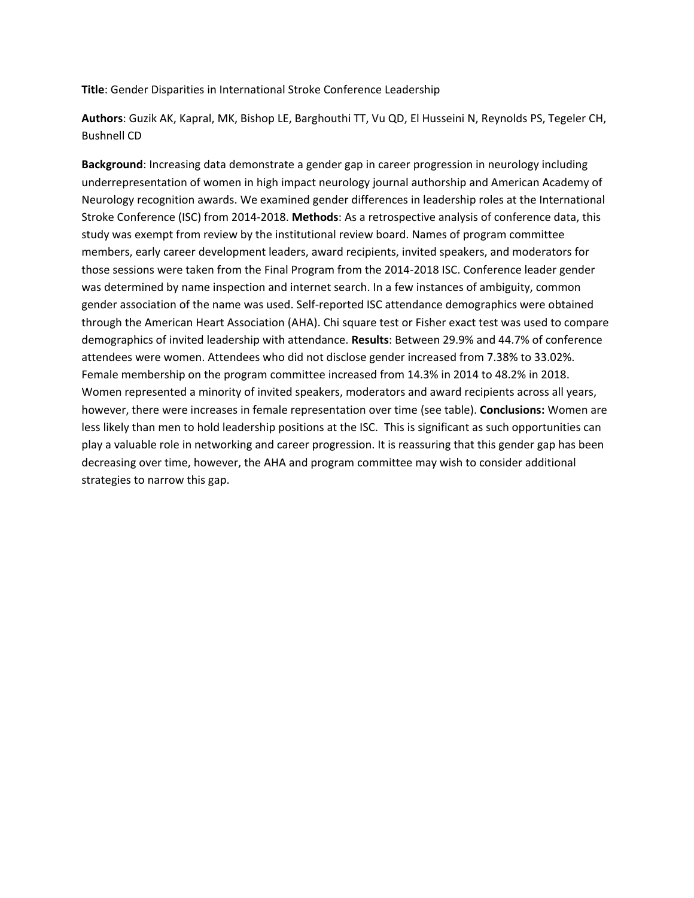**Title**: Gender Disparities in International Stroke Conference Leadership

**Authors**: Guzik AK, Kapral, MK, Bishop LE, Barghouthi TT, Vu QD, El Husseini N, Reynolds PS, Tegeler CH, Bushnell CD

**Background**: Increasing data demonstrate a gender gap in career progression in neurology including underrepresentation of women in high impact neurology journal authorship and American Academy of Neurology recognition awards. We examined gender differences in leadership roles at the International Stroke Conference (ISC) from 2014-2018. **Methods**: As a retrospective analysis of conference data, this study was exempt from review by the institutional review board. Names of program committee members, early career development leaders, award recipients, invited speakers, and moderators for those sessions were taken from the Final Program from the 2014-2018 ISC. Conference leader gender was determined by name inspection and internet search. In a few instances of ambiguity, common gender association of the name was used. Self-reported ISC attendance demographics were obtained through the American Heart Association (AHA). Chi square test or Fisher exact test was used to compare demographics of invited leadership with attendance. **Results**: Between 29.9% and 44.7% of conference attendees were women. Attendees who did not disclose gender increased from 7.38% to 33.02%. Female membership on the program committee increased from 14.3% in 2014 to 48.2% in 2018. Women represented a minority of invited speakers, moderators and award recipients across all years, however, there were increases in female representation over time (see table). **Conclusions:** Women are less likely than men to hold leadership positions at the ISC. This is significant as such opportunities can play a valuable role in networking and career progression. It is reassuring that this gender gap has been decreasing over time, however, the AHA and program committee may wish to consider additional strategies to narrow this gap.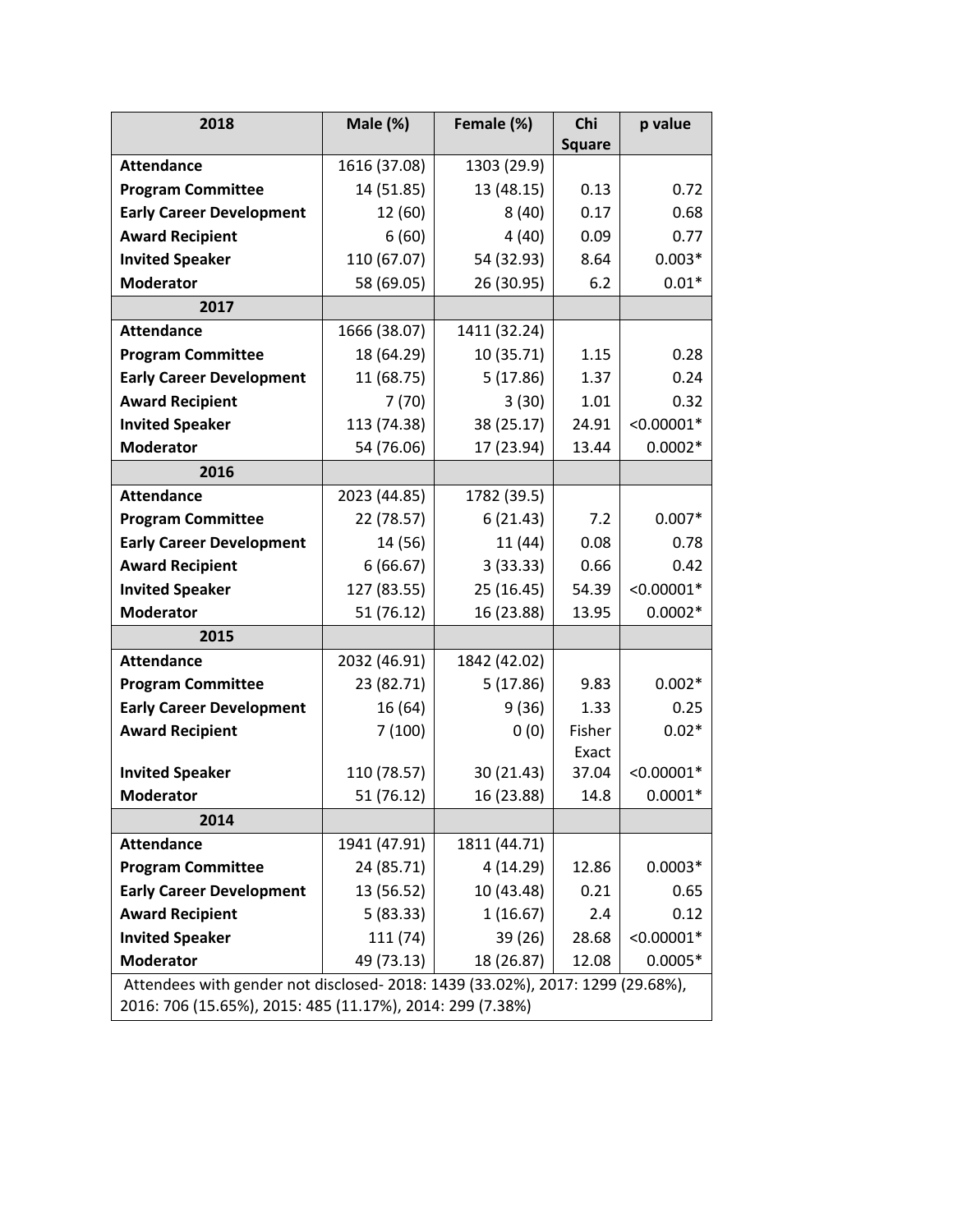| 2018 | Male (%) | Female (%) | Chi Square | p value |
|---|---|---|---|---|
| **Attendance** | 1616 (37.08) | 1303 (29.9) | | |
| **Program Committee** | 14 (51.85) | 13 (48.15) | 0.13 | 0.72 |
| **Early Career Development** | 12 (60) | 8 (40) | 0.17 | 0.68 |
| **Award Recipient** | 6 (60) | 4 (40) | 0.09 | 0.77 |
| **Invited Speaker** | 110 (67.07) | 54 (32.93) | 8.64 | 0.003* |
| **Moderator** | 58 (69.05) | 26 (30.95) | 6.2 | 0.01* |
| **2017** | | | | |
| **Attendance** | 1666 (38.07) | 1411 (32.24) | | |
| **Program Committee** | 18 (64.29) | 10 (35.71) | 1.15 | 0.28 |
| **Early Career Development** | 11 (68.75) | 5 (17.86) | 1.37 | 0.24 |
| **Award Recipient** | 7 (70) | 3 (30) | 1.01 | 0.32 |
| **Invited Speaker** | 113 (74.38) | 38 (25.17) | 24.91 | <0.00001* |
| **Moderator** | 54 (76.06) | 17 (23.94) | 13.44 | 0.0002* |
| **2016** | | | | |
| **Attendance** | 2023 (44.85) | 1782 (39.5) | | |
| **Program Committee** | 22 (78.57) | 6 (21.43) | 7.2 | 0.007* |
| **Early Career Development** | 14 (56) | 11 (44) | 0.08 | 0.78 |
| **Award Recipient** | 6 (66.67) | 3 (33.33) | 0.66 | 0.42 |
| **Invited Speaker** | 127 (83.55) | 25 (16.45) | 54.39 | <0.00001* |
| **Moderator** | 51 (76.12) | 16 (23.88) | 13.95 | 0.0002* |
| **2015** | | | | |
| **Attendance** | 2032 (46.91) | 1842 (42.02) | | |
| **Program Committee** | 23 (82.71) | 5 (17.86) | 9.83 | 0.002* |
| **Early Career Development** | 16 (64) | 9 (36) | 1.33 | 0.25 |
| **Award Recipient** | 7 (100) | 0 (0) | Fisher Exact | 0.02* |
| **Invited Speaker** | 110 (78.57) | 30 (21.43) | 37.04 | <0.00001* |
| **Moderator** | 51 (76.12) | 16 (23.88) | 14.8 | 0.0001* |
| **2014** | | | | |
| **Attendance** | 1941 (47.91) | 1811 (44.71) | | |
| **Program Committee** | 24 (85.71) | 4 (14.29) | 12.86 | 0.0003* |
| **Early Career Development** | 13 (56.52) | 10 (43.48) | 0.21 | 0.65 |
| **Award Recipient** | 5 (83.33) | 1 (16.67) | 2.4 | 0.12 |
| **Invited Speaker** | 111 (74) | 39 (26) | 28.68 | <0.00001* |
| **Moderator** | 49 (73.13) | 18 (26.87) | 12.08 | 0.0005* |
| Attendees with gender not disclosed- 2018: 1439 (33.02%), 2017: 1299 (29.68%), 2016: 706 (15.65%), 2015: 485 (11.17%), 2014: 299 (7.38%) | | | | |